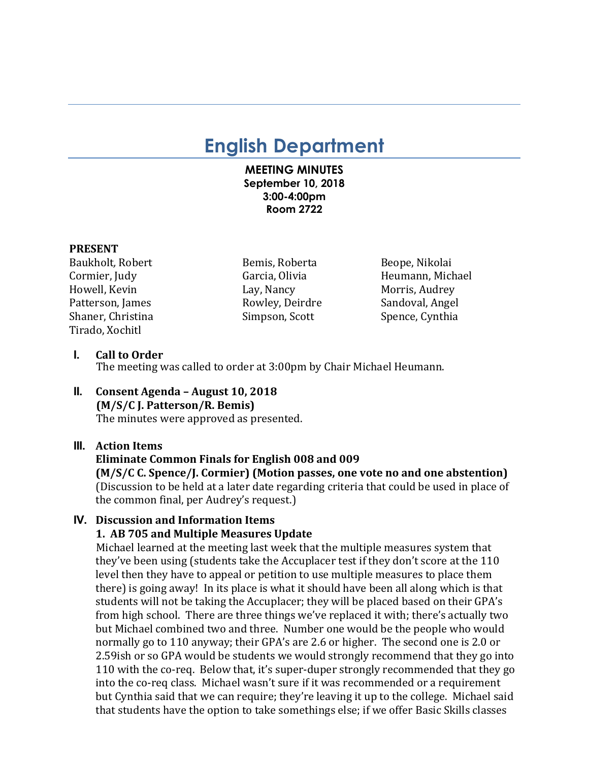# English Department

**MEETING MINUTES**
**September 10, 2018**
**3:00-4:00pm**
**Room 2722**

**PRESENT**

Baukholt, Robert
Bemis, Roberta
Beope, Nikolai
Cormier, Judy
Garcia, Olivia
Heumann, Michael
Howell, Kevin
Lay, Nancy
Morris, Audrey
Patterson, James
Rowley, Deirdre
Sandoval, Angel
Shaner, Christina
Simpson, Scott
Spence, Cynthia
Tirado, Xochitl

## I. Call to Order

The meeting was called to order at 3:00pm by Chair Michael Heumann.

## II. Consent Agenda – August 10, 2018

**(M/S/C J. Patterson/R. Bemis)**

The minutes were approved as presented.

## III. Action Items

**Eliminate Common Finals for English 008 and 009**

**(M/S/C C. Spence/J. Cormier) (Motion passes, one vote no and one abstention)**

(Discussion to be held at a later date regarding criteria that could be used in place of the common final, per Audrey's request.)

## IV. Discussion and Information Items

### 1. AB 705 and Multiple Measures Update

Michael learned at the meeting last week that the multiple measures system that they've been using (students take the Accuplacer test if they don't score at the 110 level then they have to appeal or petition to use multiple measures to place them there) is going away! In its place is what it should have been all along which is that students will not be taking the Accuplacer; they will be placed based on their GPA's from high school. There are three things we've replaced it with; there's actually two but Michael combined two and three. Number one would be the people who would normally go to 110 anyway; their GPA's are 2.6 or higher. The second one is 2.0 or 2.59ish or so GPA would be students we would strongly recommend that they go into 110 with the co-req. Below that, it's super-duper strongly recommended that they go into the co-req class. Michael wasn't sure if it was recommended or a requirement but Cynthia said that we can require; they're leaving it up to the college. Michael said that students have the option to take somethings else; if we offer Basic Skills classes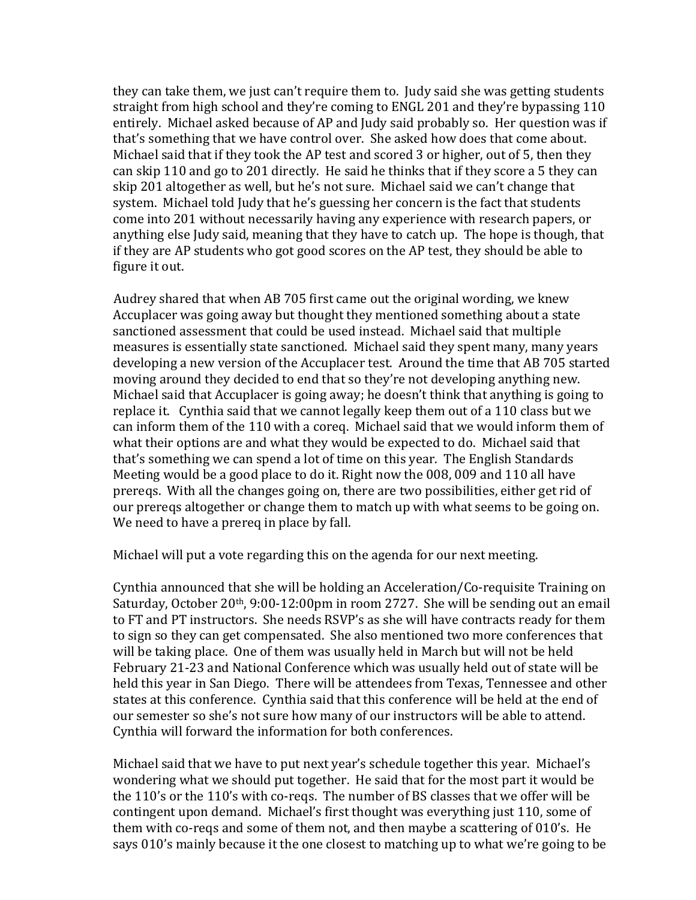they can take them, we just can't require them to. Judy said she was getting students straight from high school and they're coming to ENGL 201 and they're bypassing 110 entirely. Michael asked because of AP and Judy said probably so. Her question was if that's something that we have control over. She asked how does that come about. Michael said that if they took the AP test and scored 3 or higher, out of 5, then they can skip 110 and go to 201 directly. He said he thinks that if they score a 5 they can skip 201 altogether as well, but he's not sure. Michael said we can't change that system. Michael told Judy that he's guessing her concern is the fact that students come into 201 without necessarily having any experience with research papers, or anything else Judy said, meaning that they have to catch up. The hope is though, that if they are AP students who got good scores on the AP test, they should be able to figure it out.

Audrey shared that when AB 705 first came out the original wording, we knew Accuplacer was going away but thought they mentioned something about a state sanctioned assessment that could be used instead. Michael said that multiple measures is essentially state sanctioned. Michael said they spent many, many years developing a new version of the Accuplacer test. Around the time that AB 705 started moving around they decided to end that so they're not developing anything new. Michael said that Accuplacer is going away; he doesn't think that anything is going to replace it. Cynthia said that we cannot legally keep them out of a 110 class but we can inform them of the 110 with a coreq. Michael said that we would inform them of what their options are and what they would be expected to do. Michael said that that's something we can spend a lot of time on this year. The English Standards Meeting would be a good place to do it. Right now the 008, 009 and 110 all have prereqs. With all the changes going on, there are two possibilities, either get rid of our prereqs altogether or change them to match up with what seems to be going on. We need to have a prereq in place by fall.

Michael will put a vote regarding this on the agenda for our next meeting.

Cynthia announced that she will be holding an Acceleration/Co-requisite Training on Saturday, October 20th, 9:00-12:00pm in room 2727. She will be sending out an email to FT and PT instructors. She needs RSVP's as she will have contracts ready for them to sign so they can get compensated. She also mentioned two more conferences that will be taking place. One of them was usually held in March but will not be held February 21-23 and National Conference which was usually held out of state will be held this year in San Diego. There will be attendees from Texas, Tennessee and other states at this conference. Cynthia said that this conference will be held at the end of our semester so she's not sure how many of our instructors will be able to attend. Cynthia will forward the information for both conferences.

Michael said that we have to put next year's schedule together this year. Michael's wondering what we should put together. He said that for the most part it would be the 110's or the 110's with co-reqs. The number of BS classes that we offer will be contingent upon demand. Michael's first thought was everything just 110, some of them with co-reqs and some of them not, and then maybe a scattering of 010's. He says 010's mainly because it the one closest to matching up to what we're going to be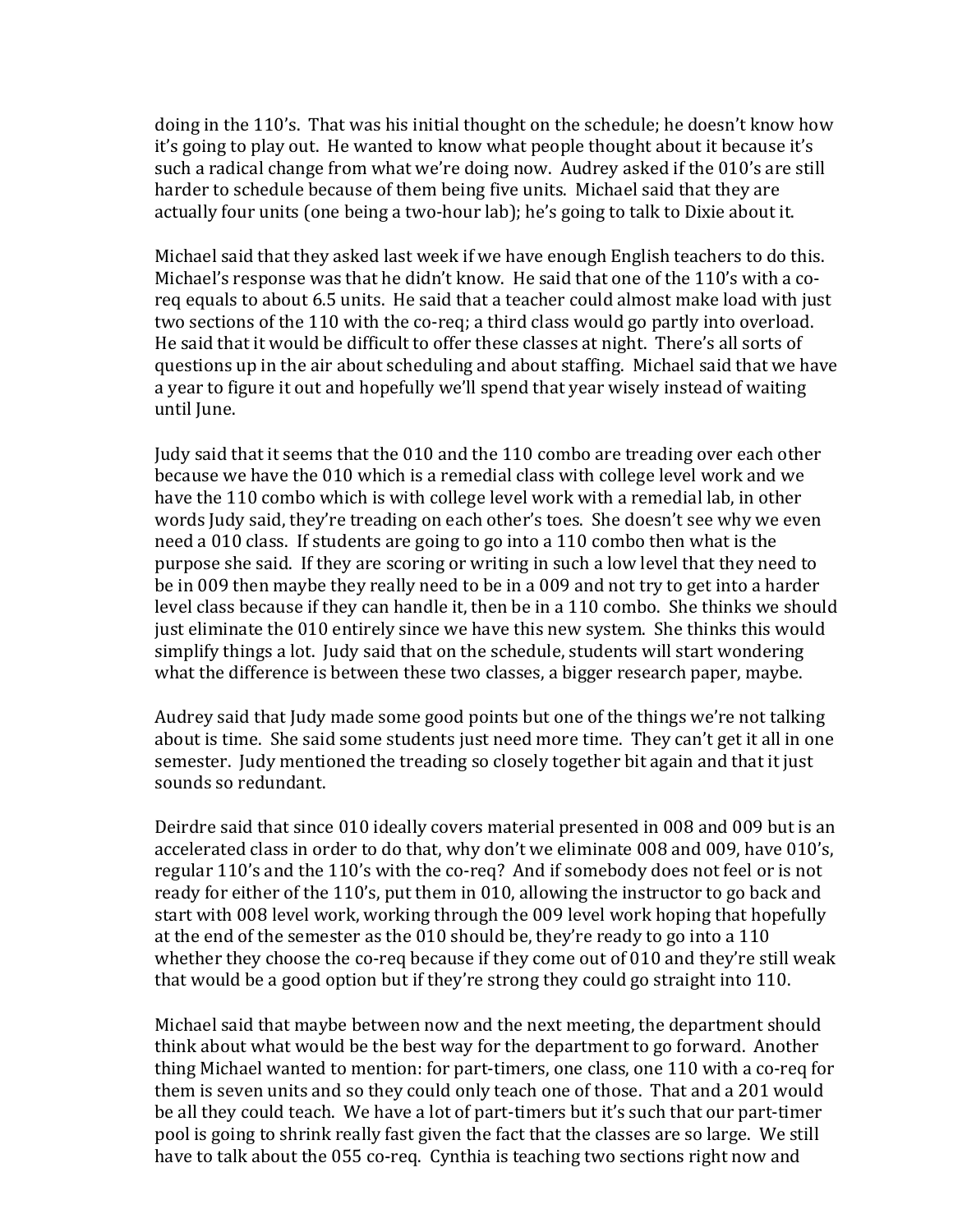doing in the 110's. That was his initial thought on the schedule; he doesn't know how it's going to play out. He wanted to know what people thought about it because it's such a radical change from what we're doing now. Audrey asked if the 010's are still harder to schedule because of them being five units. Michael said that they are actually four units (one being a two-hour lab); he's going to talk to Dixie about it.

Michael said that they asked last week if we have enough English teachers to do this. Michael's response was that he didn't know. He said that one of the 110's with a co-req equals to about 6.5 units. He said that a teacher could almost make load with just two sections of the 110 with the co-req; a third class would go partly into overload. He said that it would be difficult to offer these classes at night. There's all sorts of questions up in the air about scheduling and about staffing. Michael said that we have a year to figure it out and hopefully we'll spend that year wisely instead of waiting until June.

Judy said that it seems that the 010 and the 110 combo are treading over each other because we have the 010 which is a remedial class with college level work and we have the 110 combo which is with college level work with a remedial lab, in other words Judy said, they're treading on each other's toes. She doesn't see why we even need a 010 class. If students are going to go into a 110 combo then what is the purpose she said. If they are scoring or writing in such a low level that they need to be in 009 then maybe they really need to be in a 009 and not try to get into a harder level class because if they can handle it, then be in a 110 combo. She thinks we should just eliminate the 010 entirely since we have this new system. She thinks this would simplify things a lot. Judy said that on the schedule, students will start wondering what the difference is between these two classes, a bigger research paper, maybe.

Audrey said that Judy made some good points but one of the things we're not talking about is time. She said some students just need more time. They can't get it all in one semester. Judy mentioned the treading so closely together bit again and that it just sounds so redundant.

Deirdre said that since 010 ideally covers material presented in 008 and 009 but is an accelerated class in order to do that, why don't we eliminate 008 and 009, have 010's, regular 110's and the 110's with the co-req? And if somebody does not feel or is not ready for either of the 110's, put them in 010, allowing the instructor to go back and start with 008 level work, working through the 009 level work hoping that hopefully at the end of the semester as the 010 should be, they're ready to go into a 110 whether they choose the co-req because if they come out of 010 and they're still weak that would be a good option but if they're strong they could go straight into 110.

Michael said that maybe between now and the next meeting, the department should think about what would be the best way for the department to go forward. Another thing Michael wanted to mention: for part-timers, one class, one 110 with a co-req for them is seven units and so they could only teach one of those. That and a 201 would be all they could teach. We have a lot of part-timers but it's such that our part-timer pool is going to shrink really fast given the fact that the classes are so large. We still have to talk about the 055 co-req. Cynthia is teaching two sections right now and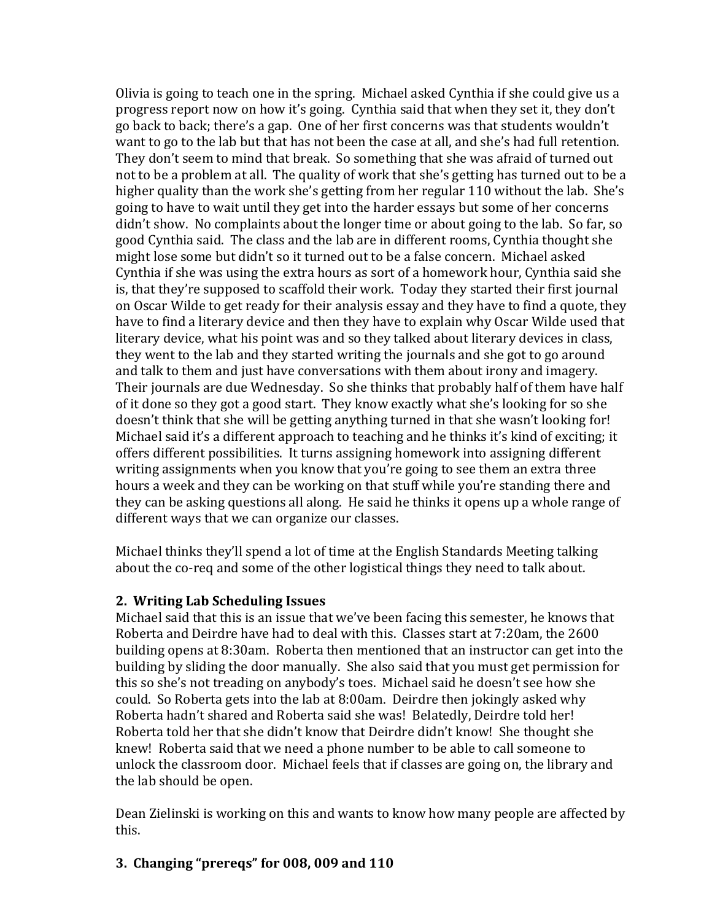Olivia is going to teach one in the spring. Michael asked Cynthia if she could give us a progress report now on how it's going. Cynthia said that when they set it, they don't go back to back; there's a gap. One of her first concerns was that students wouldn't want to go to the lab but that has not been the case at all, and she's had full retention. They don't seem to mind that break. So something that she was afraid of turned out not to be a problem at all. The quality of work that she's getting has turned out to be a higher quality than the work she's getting from her regular 110 without the lab. She's going to have to wait until they get into the harder essays but some of her concerns didn't show. No complaints about the longer time or about going to the lab. So far, so good Cynthia said. The class and the lab are in different rooms, Cynthia thought she might lose some but didn't so it turned out to be a false concern. Michael asked Cynthia if she was using the extra hours as sort of a homework hour, Cynthia said she is, that they're supposed to scaffold their work. Today they started their first journal on Oscar Wilde to get ready for their analysis essay and they have to find a quote, they have to find a literary device and then they have to explain why Oscar Wilde used that literary device, what his point was and so they talked about literary devices in class, they went to the lab and they started writing the journals and she got to go around and talk to them and just have conversations with them about irony and imagery. Their journals are due Wednesday. So she thinks that probably half of them have half of it done so they got a good start. They know exactly what she's looking for so she doesn't think that she will be getting anything turned in that she wasn't looking for! Michael said it's a different approach to teaching and he thinks it's kind of exciting; it offers different possibilities. It turns assigning homework into assigning different writing assignments when you know that you're going to see them an extra three hours a week and they can be working on that stuff while you're standing there and they can be asking questions all along. He said he thinks it opens up a whole range of different ways that we can organize our classes.

Michael thinks they'll spend a lot of time at the English Standards Meeting talking about the co-req and some of the other logistical things they need to talk about.

**2. Writing Lab Scheduling Issues**

Michael said that this is an issue that we've been facing this semester, he knows that Roberta and Deirdre have had to deal with this. Classes start at 7:20am, the 2600 building opens at 8:30am. Roberta then mentioned that an instructor can get into the building by sliding the door manually. She also said that you must get permission for this so she's not treading on anybody's toes. Michael said he doesn't see how she could. So Roberta gets into the lab at 8:00am. Deirdre then jokingly asked why Roberta hadn't shared and Roberta said she was! Belatedly, Deirdre told her! Roberta told her that she didn't know that Deirdre didn't know! She thought she knew! Roberta said that we need a phone number to be able to call someone to unlock the classroom door. Michael feels that if classes are going on, the library and the lab should be open.

Dean Zielinski is working on this and wants to know how many people are affected by this.

**3. Changing "prereqs" for 008, 009 and 110**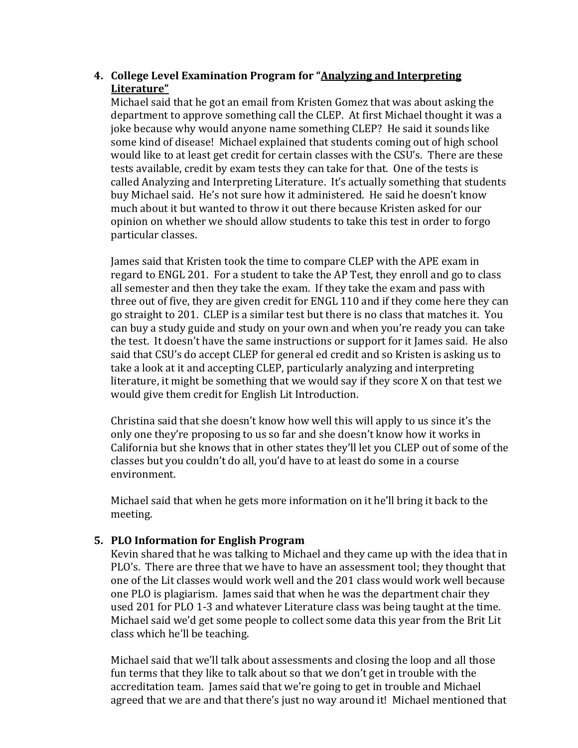4. **College Level Examination Program for "<u>Analyzing and Interpreting Literature</u>"**

   Michael said that he got an email from Kristen Gomez that was about asking the department to approve something call the CLEP. At first Michael thought it was a joke because why would anyone name something CLEP? He said it sounds like some kind of disease! Michael explained that students coming out of high school would like to at least get credit for certain classes with the CSU's. There are these tests available, credit by exam tests they can take for that. One of the tests is called Analyzing and Interpreting Literature. It's actually something that students buy Michael said. He's not sure how it administered. He said he doesn't know much about it but wanted to throw it out there because Kristen asked for our opinion on whether we should allow students to take this test in order to forgo particular classes.

   James said that Kristen took the time to compare CLEP with the APE exam in regard to ENGL 201. For a student to take the AP Test, they enroll and go to class all semester and then they take the exam. If they take the exam and pass with three out of five, they are given credit for ENGL 110 and if they come here they can go straight to 201. CLEP is a similar test but there is no class that matches it. You can buy a study guide and study on your own and when you're ready you can take the test. It doesn't have the same instructions or support for it James said. He also said that CSU's do accept CLEP for general ed credit and so Kristen is asking us to take a look at it and accepting CLEP, particularly analyzing and interpreting literature, it might be something that we would say if they score X on that test we would give them credit for English Lit Introduction.

   Christina said that she doesn't know how well this will apply to us since it's the only one they're proposing to us so far and she doesn't know how it works in California but she knows that in other states they'll let you CLEP out of some of the classes but you couldn't do all, you'd have to at least do some in a course environment.

   Michael said that when he gets more information on it he'll bring it back to the meeting.

5. **PLO Information for English Program**

   Kevin shared that he was talking to Michael and they came up with the idea that in PLO's. There are three that we have to have an assessment tool; they thought that one of the Lit classes would work well and the 201 class would work well because one PLO is plagiarism. James said that when he was the department chair they used 201 for PLO 1-3 and whatever Literature class was being taught at the time. Michael said we'd get some people to collect some data this year from the Brit Lit class which he'll be teaching.

   Michael said that we'll talk about assessments and closing the loop and all those fun terms that they like to talk about so that we don't get in trouble with the accreditation team. James said that we're going to get in trouble and Michael agreed that we are and that there's just no way around it! Michael mentioned that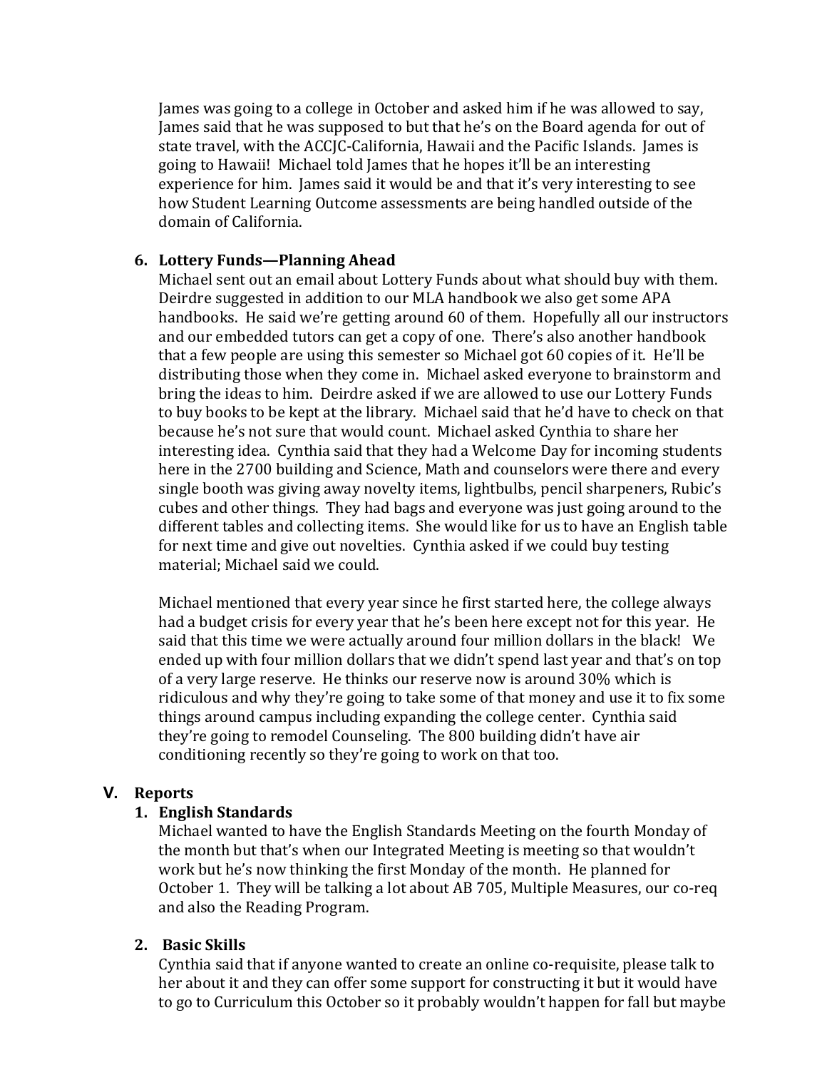James was going to a college in October and asked him if he was allowed to say, James said that he was supposed to but that he's on the Board agenda for out of state travel, with the ACCJC-California, Hawaii and the Pacific Islands. James is going to Hawaii! Michael told James that he hopes it'll be an interesting experience for him. James said it would be and that it's very interesting to see how Student Learning Outcome assessments are being handled outside of the domain of California.

6. **Lottery Funds—Planning Ahead**

   Michael sent out an email about Lottery Funds about what should buy with them. Deirdre suggested in addition to our MLA handbook we also get some APA handbooks. He said we're getting around 60 of them. Hopefully all our instructors and our embedded tutors can get a copy of one. There's also another handbook that a few people are using this semester so Michael got 60 copies of it. He'll be distributing those when they come in. Michael asked everyone to brainstorm and bring the ideas to him. Deirdre asked if we are allowed to use our Lottery Funds to buy books to be kept at the library. Michael said that he'd have to check on that because he's not sure that would count. Michael asked Cynthia to share her interesting idea. Cynthia said that they had a Welcome Day for incoming students here in the 2700 building and Science, Math and counselors were there and every single booth was giving away novelty items, lightbulbs, pencil sharpeners, Rubic's cubes and other things. They had bags and everyone was just going around to the different tables and collecting items. She would like for us to have an English table for next time and give out novelties. Cynthia asked if we could buy testing material; Michael said we could.

   Michael mentioned that every year since he first started here, the college always had a budget crisis for every year that he's been here except not for this year. He said that this time we were actually around four million dollars in the black! We ended up with four million dollars that we didn't spend last year and that's on top of a very large reserve. He thinks our reserve now is around 30% which is ridiculous and why they're going to take some of that money and use it to fix some things around campus including expanding the college center. Cynthia said they're going to remodel Counseling. The 800 building didn't have air conditioning recently so they're going to work on that too.

## V. Reports

1. **English Standards**

   Michael wanted to have the English Standards Meeting on the fourth Monday of the month but that's when our Integrated Meeting is meeting so that wouldn't work but he's now thinking the first Monday of the month. He planned for October 1. They will be talking a lot about AB 705, Multiple Measures, our co-req and also the Reading Program.

2. **Basic Skills**

   Cynthia said that if anyone wanted to create an online co-requisite, please talk to her about it and they can offer some support for constructing it but it would have to go to Curriculum this October so it probably wouldn't happen for fall but maybe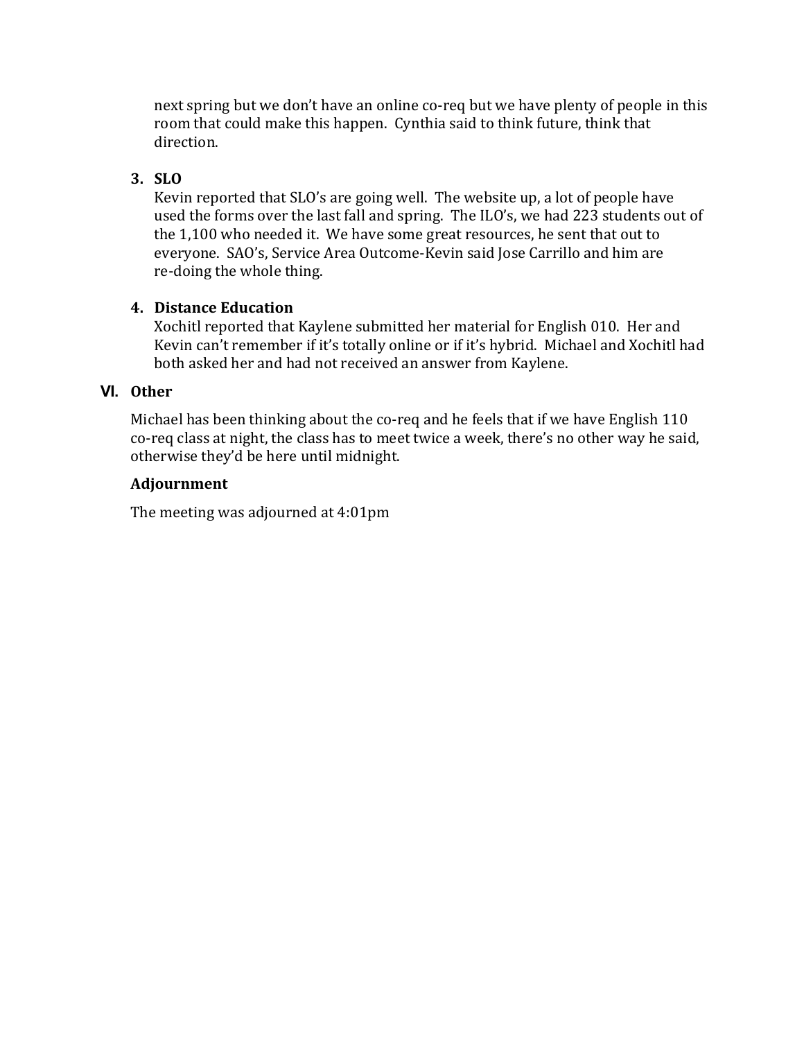next spring but we don't have an online co-req but we have plenty of people in this room that could make this happen. Cynthia said to think future, think that direction.

3. **SLO**

   Kevin reported that SLO's are going well. The website up, a lot of people have used the forms over the last fall and spring. The ILO's, we had 223 students out of the 1,100 who needed it. We have some great resources, he sent that out to everyone. SAO's, Service Area Outcome-Kevin said Jose Carrillo and him are re-doing the whole thing.

4. **Distance Education**

   Xochitl reported that Kaylene submitted her material for English 010. Her and Kevin can't remember if it's totally online or if it's hybrid. Michael and Xochitl had both asked her and had not received an answer from Kaylene.

## VI. Other

Michael has been thinking about the co-req and he feels that if we have English 110 co-req class at night, the class has to meet twice a week, there's no other way he said, otherwise they'd be here until midnight.

**Adjournment**

The meeting was adjourned at 4:01pm